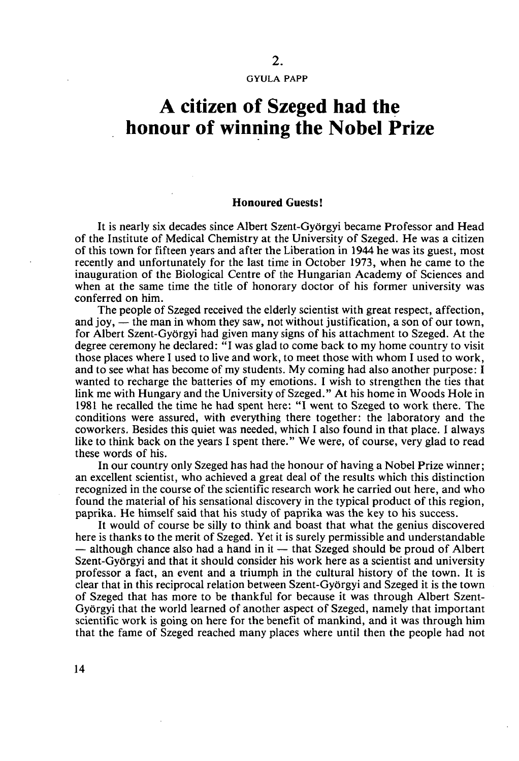2.

GYULA PAPP

# A citizen of Szeged had the honour of winning the Nobel Prize

**Honoured Guests!**

It is nearly six decades since Albert Szent-Györgyi became Professor and Head of the Institute of Medical Chemistry at the University of Szeged. He was a citizen of this town for fifteen years and after the Liberation in 1944 he was its guest, most recently and unfortunately for the last time in October 1973, when he came to the inauguration of the Biological Centre of the Hungarian Academy of Sciences and when at the same time the title of honorary doctor of his former university was conferred on him.

The people of Szeged received the elderly scientist with great respect, affection, and joy, — the man in whom they saw, not without justification, a son of our town, for Albert Szent-Györgyi had given many signs of his attachment to Szeged. At the degree ceremony he declared: "I was glad to come back to my home country to visit those places where I used to live and work, to meet those with whom I used to work, and to see what has become of my students. My coming had also another purpose: I wanted to recharge the batteries of my emotions. I wish to strengthen the ties that link me with Hungary and the University of Szeged." At his home in Woods Hole in 1981 he recalled the time he had spent here: "I went to Szeged to work there. The conditions were assured, with everything there together: the laboratory and the coworkers. Besides this quiet was needed, which I also found in that place. I always like to think back on the years I spent there." We were, of course, very glad to read these words of his.

In our country only Szeged has had the honour of having a Nobel Prize winner; an excellent scientist, who achieved a great deal of the results which this distinction recognized in the course of the scientific research work he carried out here, and who found the material of his sensational discovery in the typical product of this region, paprika. He himself said that his study of paprika was the key to his success.

It would of course be silly to think and boast that what the genius discovered here is thanks to the merit of Szeged. Yet it is surely permissible and understandable — although chance also had a hand in it — that Szeged should be proud of Albert Szent-Györgyi and that it should consider his work here as a scientist and university professor a fact, an event and a triumph in the cultural history of the town. It is clear that in this reciprocal relation between Szent-Györgyi and Szeged it is the town of Szeged that has more to be thankful for because it was through Albert Szent-Györgyi that the world learned of another aspect of Szeged, namely that important scientific work is going on here for the benefit of mankind, and it was through him that the fame of Szeged reached many places where until then the people had not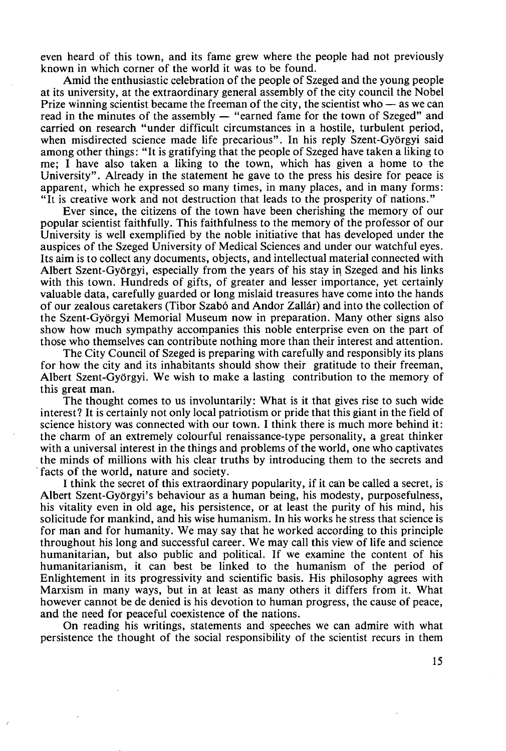even heard of this town, and its fame grew where the people had not previously known in which corner of the world it was to be found.

Amid the enthusiastic celebration of the people of Szeged and the young people at its university, at the extraordinary general assembly of the city council the Nobel Prize winning scientist became the freeman of the city, the scientist who — as we can read in the minutes of the assembly — "earned fame for the town of Szeged" and carried on research "under difficult circumstances in a hostile, turbulent period, when misdirected science made life precarious". In his reply Szent-Györgyi said among other things: "It is gratifying that the people of Szeged have taken a liking to me; I have also taken a liking to the town, which has given a home to the University". Already in the statement he gave to the press his desire for peace is apparent, which he expressed so many times, in many places, and in many forms: "It is creative work and not destruction that leads to the prosperity of nations."

Ever since, the citizens of the town have been cherishing the memory of our popular scientist faithfully. This faithfulness to the memory of the professor of our University is well exemplified by the noble initiative that has developed under the auspices of the Szeged University of Medical Sciences and under our watchful eyes. Its aim is to collect any documents, objects, and intellectual material connected with Albert Szent-Györgyi, especially from the years of his stay in Szeged and his links with this town. Hundreds of gifts, of greater and lesser importance, yet certainly valuable data, carefully guarded or long mislaid treasures have come into the hands of our zealous caretakers (Tibor Szabó and Andor Zallár) and into the collection of the Szent-Györgyi Memorial Museum now in preparation. Many other signs also show how much sympathy accompanies this noble enterprise even on the part of those who themselves can contribute nothing more than their interest and attention.

The City Council of Szeged is preparing with carefully and responsibly its plans for how the city and its inhabitants should show their gratitude to their freeman, Albert Szent-Györgyi. We wish to make a lasting contribution to the memory of this great man.

The thought comes to us involuntarily: What is it that gives rise to such wide interest? It is certainly not only local patriotism or pride that this giant in the field of science history was connected with our town. I think there is much more behind it: the charm of an extremely colourful renaissance-type personality, a great thinker with a universal interest in the things and problems of the world, one who captivates the minds of millions with his clear truths by introducing them to the secrets and facts of the world, nature and society.

I think the secret of this extraordinary popularity, if it can be called a secret, is Albert Szent-Györgyi's behaviour as a human being, his modesty, purposefulness, his vitality even in old age, his persistence, or at least the purity of his mind, his solicitude for mankind, and his wise humanism. In his works he stress that science is for man and for humanity. We may say that he worked according to this principle throughout his long and successful career. We may call this view of life and science humanitarian, but also public and political. If we examine the content of his humanitarianism, it can best be linked to the humanism of the period of Enlightement in its progressivity and scientific basis. His philosophy agrees with Marxism in many ways, but in at least as many others it differs from it. What however cannot be de denied is his devotion to human progress, the cause of peace, and the need for peaceful coexistence of the nations.

On reading his writings, statements and speeches we can admire with what persistence the thought of the social responsibility of the scientist recurs in them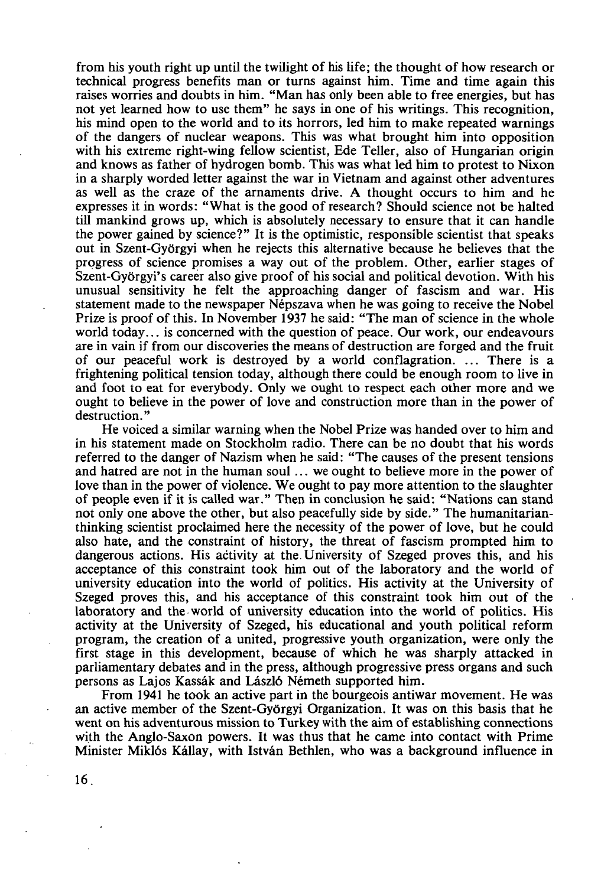from his youth right up until the twilight of his life; the thought of how research or technical progress benefits man or turns against him. Time and time again this raises worries and doubts in him. "Man has only been able to free energies, but has not yet learned how to use them" he says in one of his writings. This recognition, his mind open to the world and to its horrors, led him to make repeated warnings of the dangers of nuclear weapons. This was what brought him into opposition with his extreme right-wing fellow scientist, Ede Teller, also of Hungarian origin and knows as father of hydrogen bomb. This was what led him to protest to Nixon in a sharply worded letter against the war in Vietnam and against other adventures as well as the craze of the arnaments drive. A thought occurs to him and he expresses it in words: "What is the good of research? Should science not be halted till mankind grows up, which is absolutely necessary to ensure that it can handle the power gained by science?" It is the optimistic, responsible scientist that speaks out in Szent-Györgyi when he rejects this alternative because he believes that the progress of science promises a way out of the problem. Other, earlier stages of Szent-Györgyi's career also give proof of his social and political devotion. With his unusual sensitivity he felt the approaching danger of fascism and war. His statement made to the newspaper Népszava when he was going to receive the Nobel Prize is proof of this. In November 1937 he said: "The man of science in the whole world today... is concerned with the question of peace. Our work, our endeavours are in vain if from our discoveries the means of destruction are forged and the fruit of our peaceful work is destroyed by a world conflagration. ... There is a frightening political tension today, although there could be enough room to live in and foot to eat for everybody. Only we ought to respect each other more and we ought to believe in the power of love and construction more than in the power of destruction."

He voiced a similar warning when the Nobel Prize was handed over to him and in his statement made on Stockholm radio. There can be no doubt that his words referred to the danger of Nazism when he said: "The causes of the present tensions and hatred are not in the human soul ... we ought to believe more in the power of love than in the power of violence. We ought to pay more attention to the slaughter of people even if it is called war." Then in conclusion he said: "Nations can stand not only one above the other, but also peacefully side by side." The humanitarian-thinking scientist proclaimed here the necessity of the power of love, but he could also hate, and the constraint of history, the threat of fascism prompted him to dangerous actions. His activity at the University of Szeged proves this, and his acceptance of this constraint took him out of the laboratory and the world of university education into the world of politics. His activity at the University of Szeged proves this, and his acceptance of this constraint took him out of the laboratory and the world of university education into the world of politics. His activity at the University of Szeged, his educational and youth political reform program, the creation of a united, progressive youth organization, were only the first stage in this development, because of which he was sharply attacked in parliamentary debates and in the press, although progressive press organs and such persons as Lajos Kassák and László Németh supported him.

From 1941 he took an active part in the bourgeois antiwar movement. He was an active member of the Szent-Györgyi Organization. It was on this basis that he went on his adventurous mission to Turkey with the aim of establishing connections with the Anglo-Saxon powers. It was thus that he came into contact with Prime Minister Miklós Kállay, with István Bethlen, who was a background influence in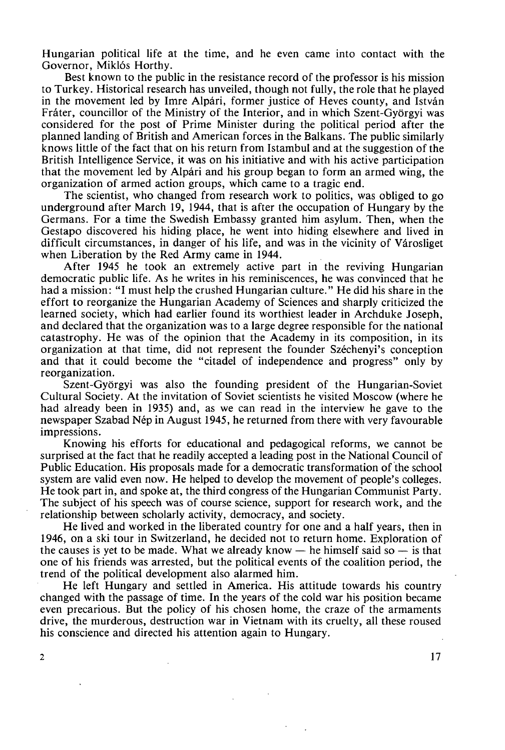Hungarian political life at the time, and he even came into contact with the Governor, Miklós Horthy.

Best known to the public in the resistance record of the professor is his mission to Turkey. Historical research has unveiled, though not fully, the role that he played in the movement led by Imre Alpári, former justice of Heves county, and István Fráter, councillor of the Ministry of the Interior, and in which Szent-Györgyi was considered for the post of Prime Minister during the political period after the planned landing of British and American forces in the Balkans. The public similarly knows little of the fact that on his return from Istambul and at the suggestion of the British Intelligence Service, it was on his initiative and with his active participation that the movement led by Alpári and his group began to form an armed wing, the organization of armed action groups, which came to a tragic end.

The scientist, who changed from research work to politics, was obliged to go underground after March 19, 1944, that is after the occupation of Hungary by the Germans. For a time the Swedish Embassy granted him asylum. Then, when the Gestapo discovered his hiding place, he went into hiding elsewhere and lived in difficult circumstances, in danger of his life, and was in the vicinity of Városliget when Liberation by the Red Army came in 1944.

After 1945 he took an extremely active part in the reviving Hungarian democratic public life. As he writes in his reminiscences, he was convinced that he had a mission: "I must help the crushed Hungarian culture." He did his share in the effort to reorganize the Hungarian Academy of Sciences and sharply criticized the learned society, which had earlier found its worthiest leader in Archduke Joseph, and declared that the organization was to a large degree responsible for the national catastrophy. He was of the opinion that the Academy in its composition, in its organization at that time, did not represent the founder Széchenyi's conception and that it could become the "citadel of independence and progress" only by reorganization.

Szent-Györgyi was also the founding president of the Hungarian-Soviet Cultural Society. At the invitation of Soviet scientists he visited Moscow (where he had already been in 1935) and, as we can read in the interview he gave to the newspaper Szabad Nép in August 1945, he returned from there with very favourable impressions.

Knowing his efforts for educational and pedagogical reforms, we cannot be surprised at the fact that he readily accepted a leading post in the National Council of Public Education. His proposals made for a democratic transformation of the school system are valid even now. He helped to develop the movement of people's colleges. He took part in, and spoke at, the third congress of the Hungarian Communist Party. The subject of his speech was of course science, support for research work, and the relationship between scholarly activity, democracy, and society.

He lived and worked in the liberated country for one and a half years, then in 1946, on a ski tour in Switzerland, he decided not to return home. Exploration of the causes is yet to be made. What we already know — he himself said so — is that one of his friends was arrested, but the political events of the coalition period, the trend of the political development also alarmed him.

He left Hungary and settled in America. His attitude towards his country changed with the passage of time. In the years of the cold war his position became even precarious. But the policy of his chosen home, the craze of the armaments drive, the murderous, destruction war in Vietnam with its cruelty, all these roused his conscience and directed his attention again to Hungary.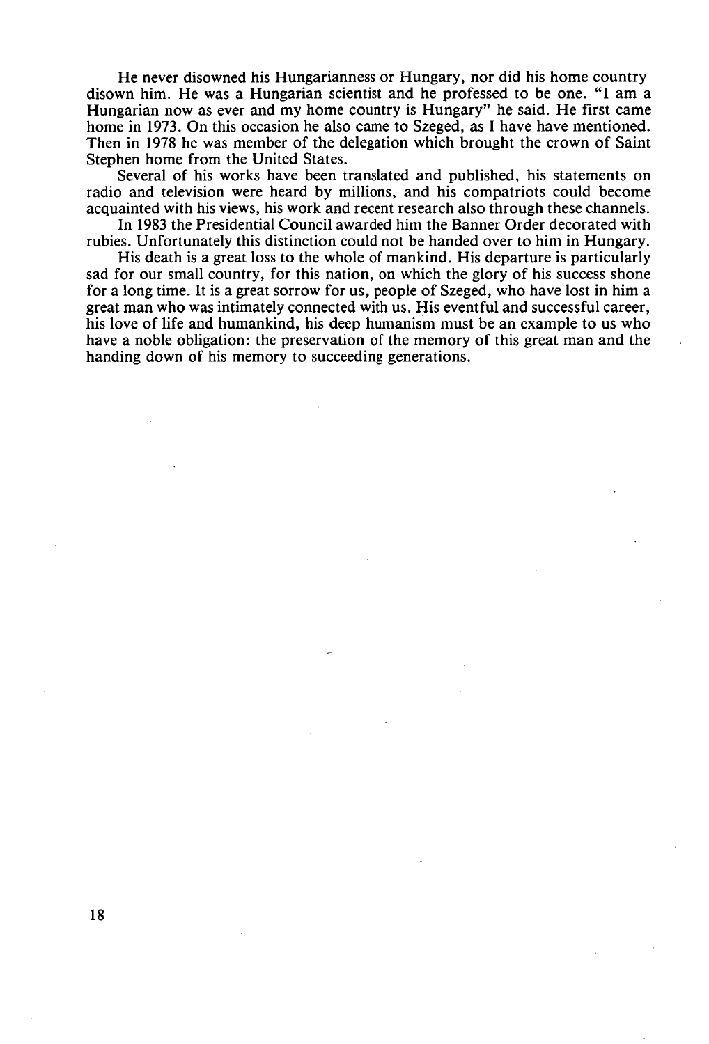He never disowned his Hungarianness or Hungary, nor did his home country disown him. He was a Hungarian scientist and he professed to be one. "I am a Hungarian now as ever and my home country is Hungary" he said. He first came home in 1973. On this occasion he also came to Szeged, as I have have mentioned. Then in 1978 he was member of the delegation which brought the crown of Saint Stephen home from the United States.

Several of his works have been translated and published, his statements on radio and television were heard by millions, and his compatriots could become acquainted with his views, his work and recent research also through these channels.

In 1983 the Presidential Council awarded him the Banner Order decorated with rubies. Unfortunately this distinction could not be handed over to him in Hungary.

His death is a great loss to the whole of mankind. His departure is particularly sad for our small country, for this nation, on which the glory of his success shone for a long time. It is a great sorrow for us, people of Szeged, who have lost in him a great man who was intimately connected with us. His eventful and successful career, his love of life and humankind, his deep humanism must be an example to us who have a noble obligation: the preservation of the memory of this great man and the handing down of his memory to succeeding generations.